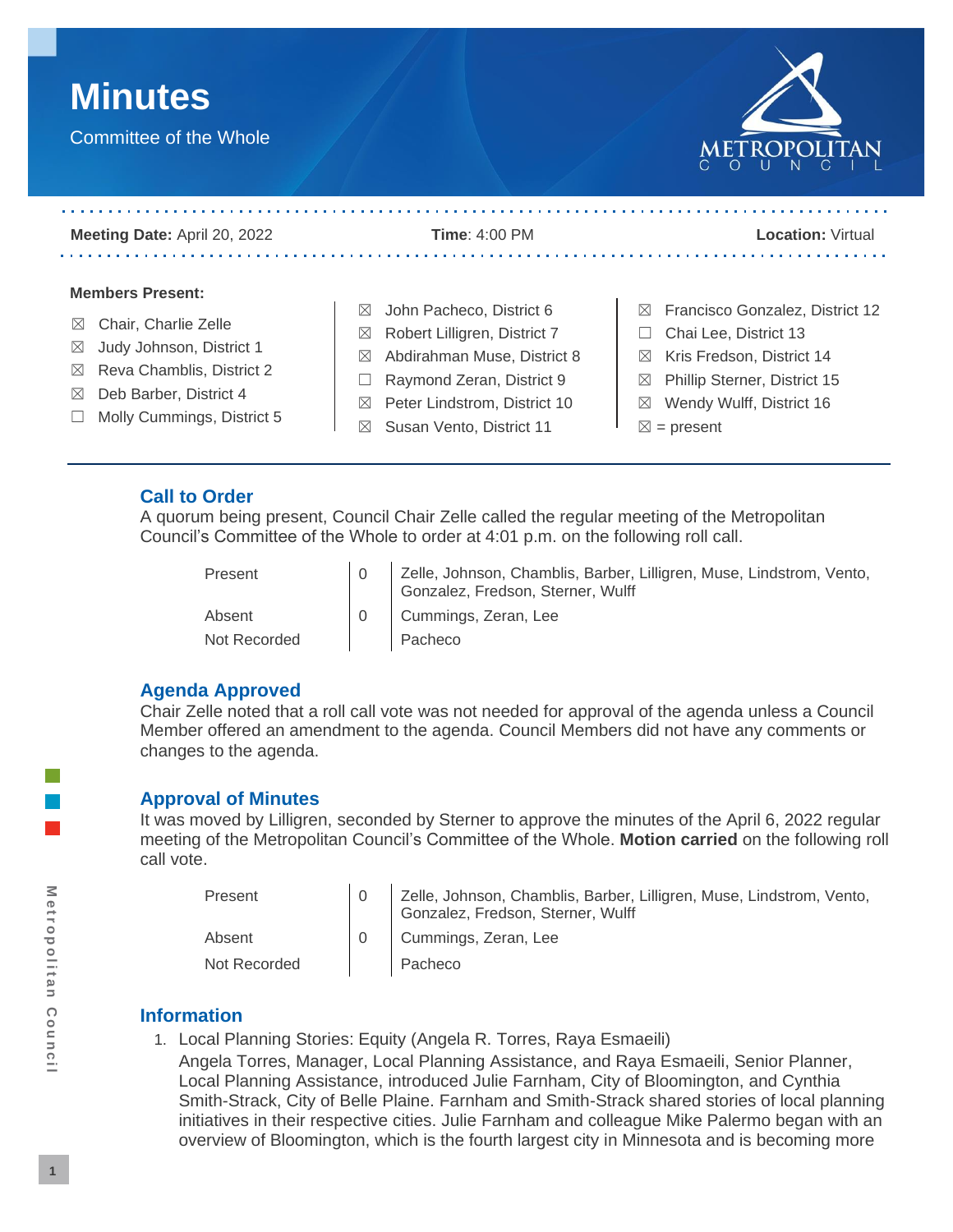# Minutes

Committee of the Whole

**Meeting Date:** April 20, 2022 **Time**: 4:00 PM **Location:** Virtual

**Members Present:**

- ☒ Chair, Charlie Zelle
- ☒ Judy Johnson, District 1
- ☒ Reva Chamblis, District 2
- ☒ Deb Barber, District 4
- ☐ Molly Cummings, District 5
- ☒ John Pacheco, District 6
- ☒ Robert Lilligren, District 7
- ☒ Abdirahman Muse, District 8
- ☐ Raymond Zeran, District 9
- ☒ Peter Lindstrom, District 10
- ☒ Susan Vento, District 11
- ☒ Francisco Gonzalez, District 12
- ☐ Chai Lee, District 13
- ☒ Kris Fredson, District 14
- ☒ Phillip Sterner, District 15
- ☒ Wendy Wulff, District 16
- ☒ = present

## Call to Order

A quorum being present, Council Chair Zelle called the regular meeting of the Metropolitan Council's Committee of the Whole to order at 4:01 p.m. on the following roll call.

| | | |
|---|---|---|
| Present | 0 | Zelle, Johnson, Chamblis, Barber, Lilligren, Muse, Lindstrom, Vento, Gonzalez, Fredson, Sterner, Wulff |
| Absent | 0 | Cummings, Zeran, Lee |
| Not Recorded | | Pacheco |

## Agenda Approved

Chair Zelle noted that a roll call vote was not needed for approval of the agenda unless a Council Member offered an amendment to the agenda. Council Members did not have any comments or changes to the agenda.

## Approval of Minutes

It was moved by Lilligren, seconded by Sterner to approve the minutes of the April 6, 2022 regular meeting of the Metropolitan Council's Committee of the Whole. **Motion carried** on the following roll call vote.

| | | |
|---|---|---|
| Present | 0 | Zelle, Johnson, Chamblis, Barber, Lilligren, Muse, Lindstrom, Vento, Gonzalez, Fredson, Sterner, Wulff |
| Absent | 0 | Cummings, Zeran, Lee |
| Not Recorded | | Pacheco |

## Information

1. Local Planning Stories: Equity (Angela R. Torres, Raya Esmaeili)

   Angela Torres, Manager, Local Planning Assistance, and Raya Esmaeili, Senior Planner, Local Planning Assistance, introduced Julie Farnham, City of Bloomington, and Cynthia Smith-Strack, City of Belle Plaine. Farnham and Smith-Strack shared stories of local planning initiatives in their respective cities. Julie Farnham and colleague Mike Palermo began with an overview of Bloomington, which is the fourth largest city in Minnesota and is becoming more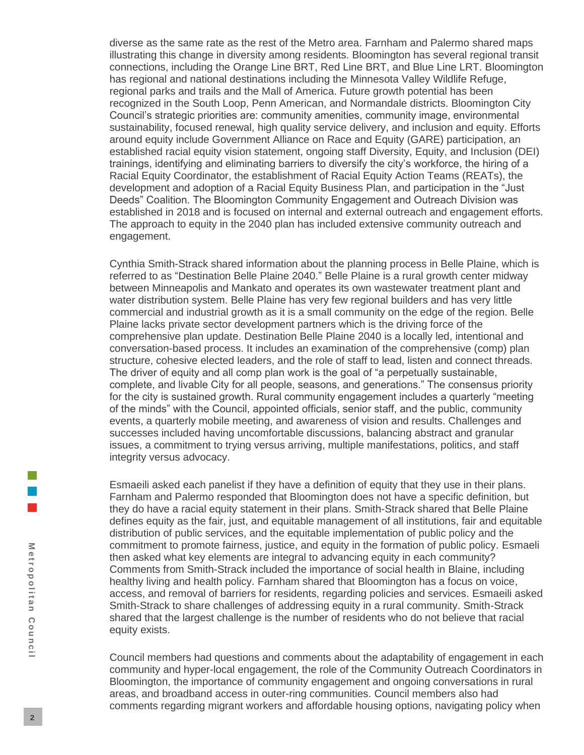diverse as the same rate as the rest of the Metro area. Farnham and Palermo shared maps illustrating this change in diversity among residents. Bloomington has several regional transit connections, including the Orange Line BRT, Red Line BRT, and Blue Line LRT. Bloomington has regional and national destinations including the Minnesota Valley Wildlife Refuge, regional parks and trails and the Mall of America. Future growth potential has been recognized in the South Loop, Penn American, and Normandale districts. Bloomington City Council's strategic priorities are: community amenities, community image, environmental sustainability, focused renewal, high quality service delivery, and inclusion and equity. Efforts around equity include Government Alliance on Race and Equity (GARE) participation, an established racial equity vision statement, ongoing staff Diversity, Equity, and Inclusion (DEI) trainings, identifying and eliminating barriers to diversify the city's workforce, the hiring of a Racial Equity Coordinator, the establishment of Racial Equity Action Teams (REATs), the development and adoption of a Racial Equity Business Plan, and participation in the "Just Deeds" Coalition. The Bloomington Community Engagement and Outreach Division was established in 2018 and is focused on internal and external outreach and engagement efforts. The approach to equity in the 2040 plan has included extensive community outreach and engagement.

Cynthia Smith-Strack shared information about the planning process in Belle Plaine, which is referred to as "Destination Belle Plaine 2040." Belle Plaine is a rural growth center midway between Minneapolis and Mankato and operates its own wastewater treatment plant and water distribution system. Belle Plaine has very few regional builders and has very little commercial and industrial growth as it is a small community on the edge of the region. Belle Plaine lacks private sector development partners which is the driving force of the comprehensive plan update. Destination Belle Plaine 2040 is a locally led, intentional and conversation-based process. It includes an examination of the comprehensive (comp) plan structure, cohesive elected leaders, and the role of staff to lead, listen and connect threads. The driver of equity and all comp plan work is the goal of "a perpetually sustainable, complete, and livable City for all people, seasons, and generations." The consensus priority for the city is sustained growth. Rural community engagement includes a quarterly "meeting of the minds" with the Council, appointed officials, senior staff, and the public, community events, a quarterly mobile meeting, and awareness of vision and results. Challenges and successes included having uncomfortable discussions, balancing abstract and granular issues, a commitment to trying versus arriving, multiple manifestations, politics, and staff integrity versus advocacy.

Esmaeili asked each panelist if they have a definition of equity that they use in their plans. Farnham and Palermo responded that Bloomington does not have a specific definition, but they do have a racial equity statement in their plans. Smith-Strack shared that Belle Plaine defines equity as the fair, just, and equitable management of all institutions, fair and equitable distribution of public services, and the equitable implementation of public policy and the commitment to promote fairness, justice, and equity in the formation of public policy. Esmaeli then asked what key elements are integral to advancing equity in each community? Comments from Smith-Strack included the importance of social health in Blaine, including healthy living and health policy. Farnham shared that Bloomington has a focus on voice, access, and removal of barriers for residents, regarding policies and services. Esmaeili asked Smith-Strack to share challenges of addressing equity in a rural community. Smith-Strack shared that the largest challenge is the number of residents who do not believe that racial equity exists.

Council members had questions and comments about the adaptability of engagement in each community and hyper-local engagement, the role of the Community Outreach Coordinators in Bloomington, the importance of community engagement and ongoing conversations in rural areas, and broadband access in outer-ring communities. Council members also had comments regarding migrant workers and affordable housing options, navigating policy when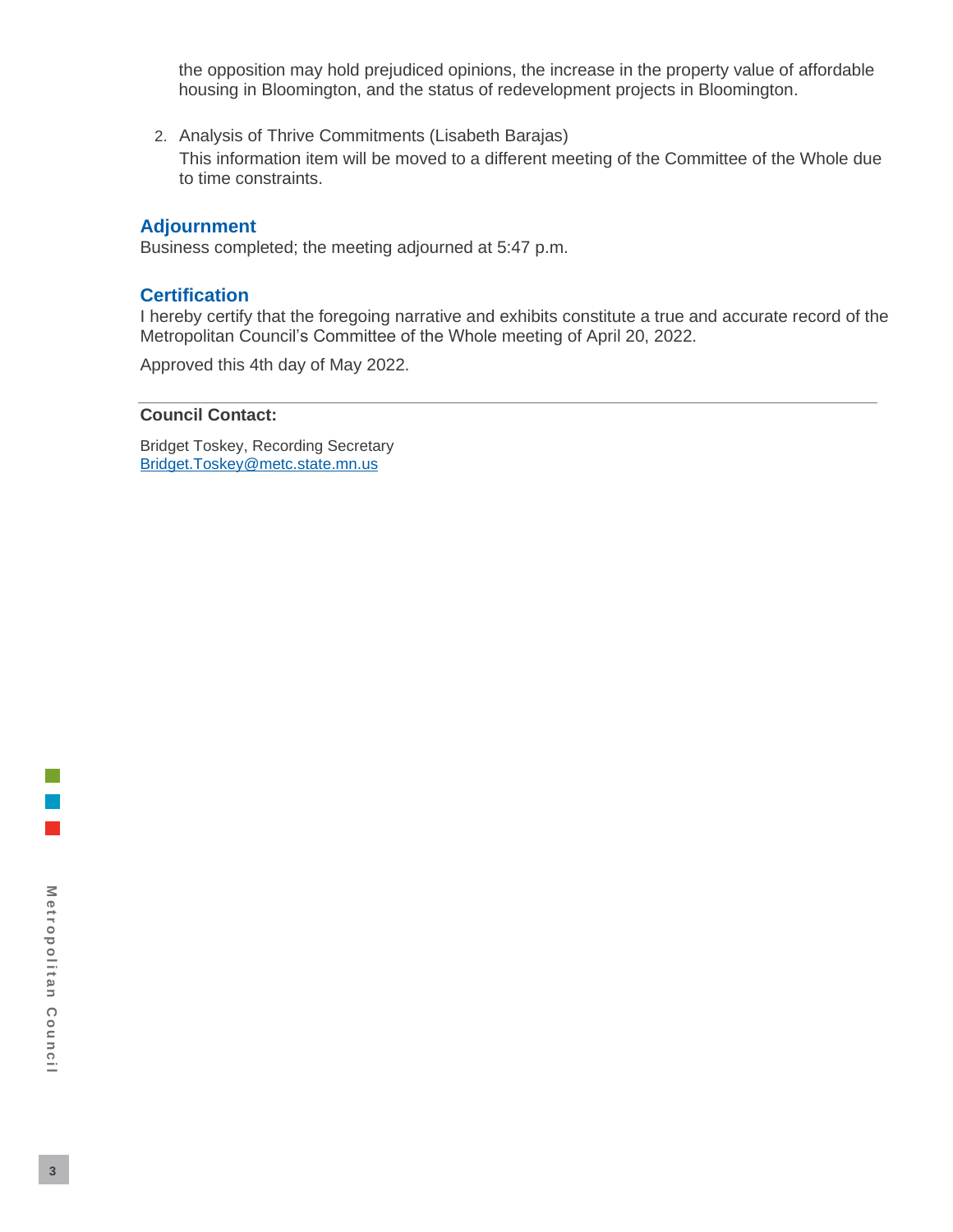the opposition may hold prejudiced opinions, the increase in the property value of affordable housing in Bloomington, and the status of redevelopment projects in Bloomington.

2. Analysis of Thrive Commitments (Lisabeth Barajas)
   This information item will be moved to a different meeting of the Committee of the Whole due to time constraints.

## Adjournment

Business completed; the meeting adjourned at 5:47 p.m.

## Certification

I hereby certify that the foregoing narrative and exhibits constitute a true and accurate record of the Metropolitan Council's Committee of the Whole meeting of April 20, 2022.

Approved this 4th day of May 2022.

---

**Council Contact:**

Bridget Toskey, Recording Secretary
Bridget.Toskey@metc.state.mn.us